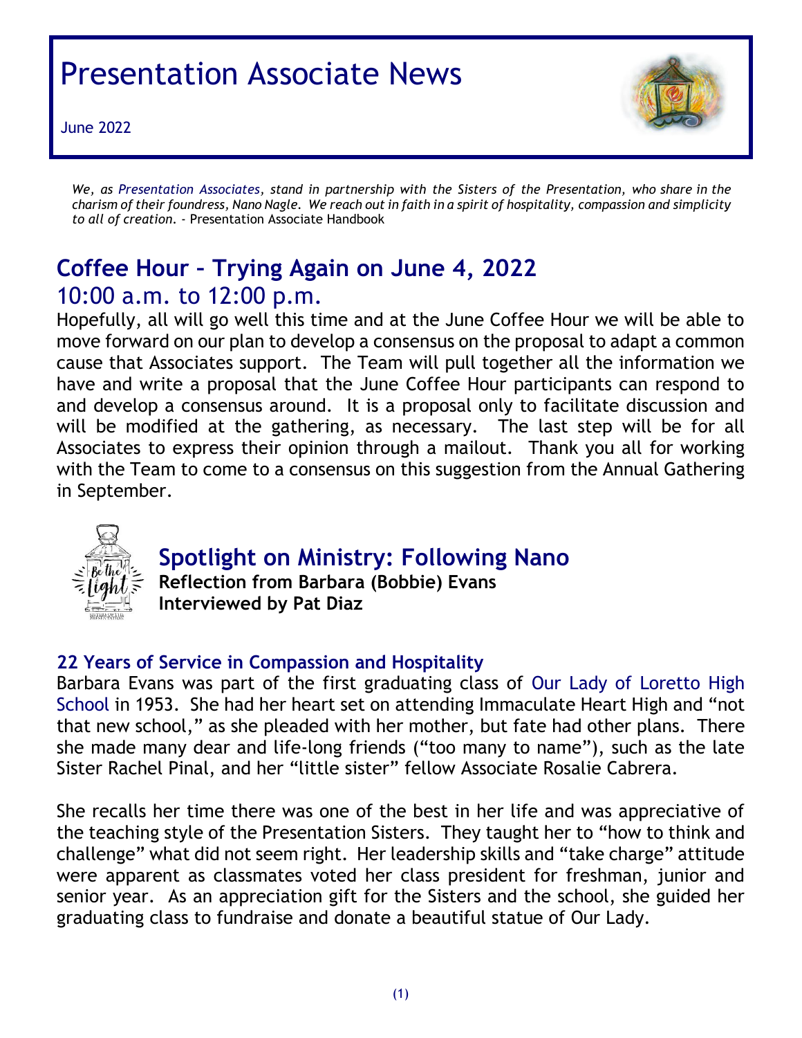# Presentation Associate News

June 2022

*We, as Presentation Associates, stand in partnership with the Sisters of the Presentation, who share in the charism of their foundress, Nano Nagle. We reach out in faith in a spirit of hospitality, compassion and simplicity to all of creation.* - Presentation Associate Handbook

## Coffee Hour – Trying Again on June 4, 2022

### 10:00 a.m. to 12:00 p.m.

Hopefully, all will go well this time and at the June Coffee Hour we will be able to move forward on our plan to develop a consensus on the proposal to adapt a common cause that Associates support. The Team will pull together all the information we have and write a proposal that the June Coffee Hour participants can respond to and develop a consensus around. It is a proposal only to facilitate discussion and will be modified at the gathering, as necessary. The last step will be for all Associates to express their opinion through a mailout. Thank you all for working with the Team to come to a consensus on this suggestion from the Annual Gathering in September.

## Spotlight on Ministry: Following Nano

**Reflection from Barbara (Bobbie) Evans**
**Interviewed by Pat Diaz**

### 22 Years of Service in Compassion and Hospitality

Barbara Evans was part of the first graduating class of Our Lady of Loretto High School in 1953. She had her heart set on attending Immaculate Heart High and "not that new school," as she pleaded with her mother, but fate had other plans. There she made many dear and life-long friends ("too many to name"), such as the late Sister Rachel Pinal, and her "little sister" fellow Associate Rosalie Cabrera.

She recalls her time there was one of the best in her life and was appreciative of the teaching style of the Presentation Sisters. They taught her to "how to think and challenge" what did not seem right. Her leadership skills and "take charge" attitude were apparent as classmates voted her class president for freshman, junior and senior year. As an appreciation gift for the Sisters and the school, she guided her graduating class to fundraise and donate a beautiful statue of Our Lady.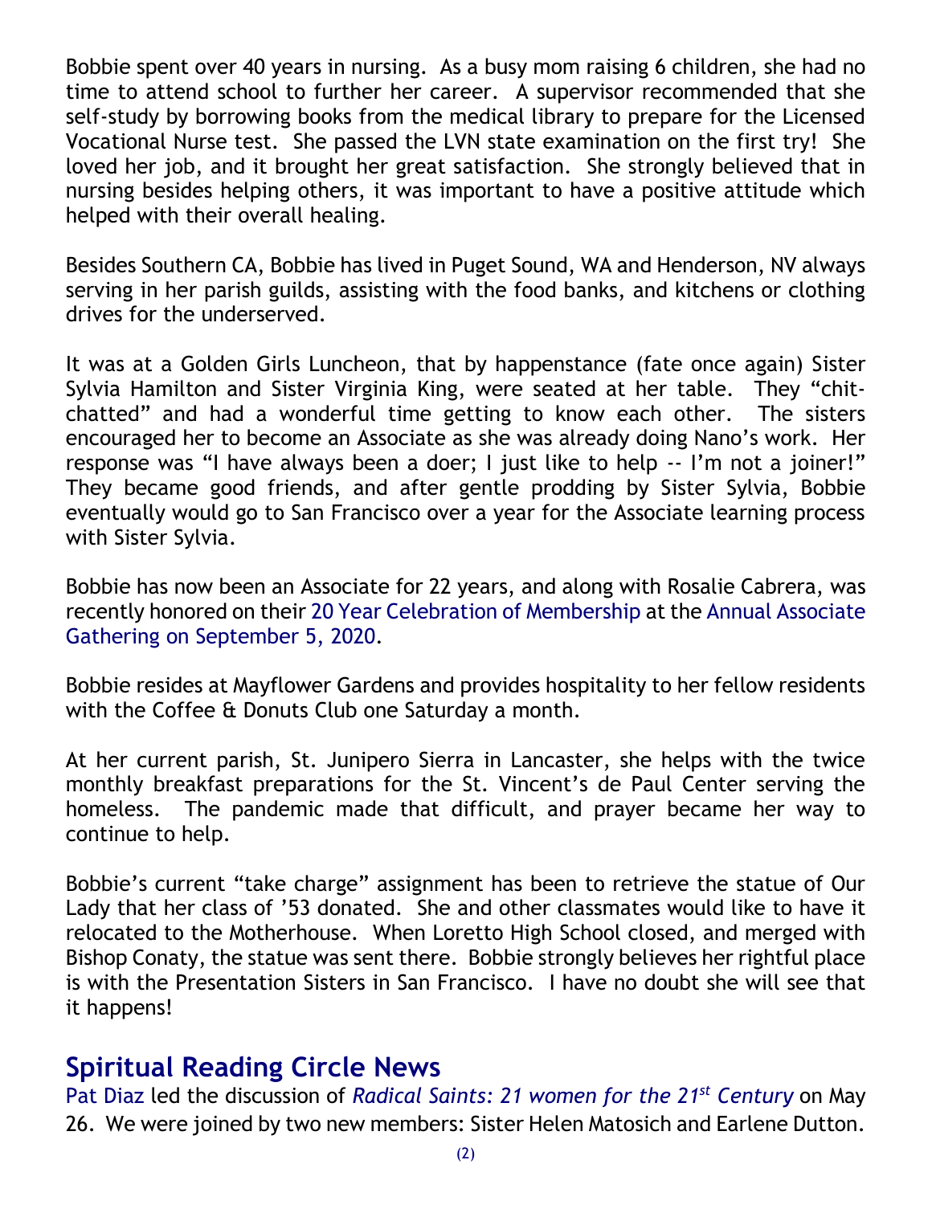Bobbie spent over 40 years in nursing. As a busy mom raising 6 children, she had no time to attend school to further her career. A supervisor recommended that she self-study by borrowing books from the medical library to prepare for the Licensed Vocational Nurse test. She passed the LVN state examination on the first try! She loved her job, and it brought her great satisfaction. She strongly believed that in nursing besides helping others, it was important to have a positive attitude which helped with their overall healing.

Besides Southern CA, Bobbie has lived in Puget Sound, WA and Henderson, NV always serving in her parish guilds, assisting with the food banks, and kitchens or clothing drives for the underserved.

It was at a Golden Girls Luncheon, that by happenstance (fate once again) Sister Sylvia Hamilton and Sister Virginia King, were seated at her table. They "chit-chatted" and had a wonderful time getting to know each other. The sisters encouraged her to become an Associate as she was already doing Nano's work. Her response was "I have always been a doer; I just like to help -- I'm not a joiner!" They became good friends, and after gentle prodding by Sister Sylvia, Bobbie eventually would go to San Francisco over a year for the Associate learning process with Sister Sylvia.

Bobbie has now been an Associate for 22 years, and along with Rosalie Cabrera, was recently honored on their 20 Year Celebration of Membership at the Annual Associate Gathering on September 5, 2020.

Bobbie resides at Mayflower Gardens and provides hospitality to her fellow residents with the Coffee & Donuts Club one Saturday a month.

At her current parish, St. Junipero Sierra in Lancaster, she helps with the twice monthly breakfast preparations for the St. Vincent's de Paul Center serving the homeless. The pandemic made that difficult, and prayer became her way to continue to help.

Bobbie's current "take charge" assignment has been to retrieve the statue of Our Lady that her class of '53 donated. She and other classmates would like to have it relocated to the Motherhouse. When Loretto High School closed, and merged with Bishop Conaty, the statue was sent there. Bobbie strongly believes her rightful place is with the Presentation Sisters in San Francisco. I have no doubt she will see that it happens!

## Spiritual Reading Circle News

Pat Diaz led the discussion of *Radical Saints: 21 women for the 21st Century* on May 26. We were joined by two new members: Sister Helen Matosich and Earlene Dutton.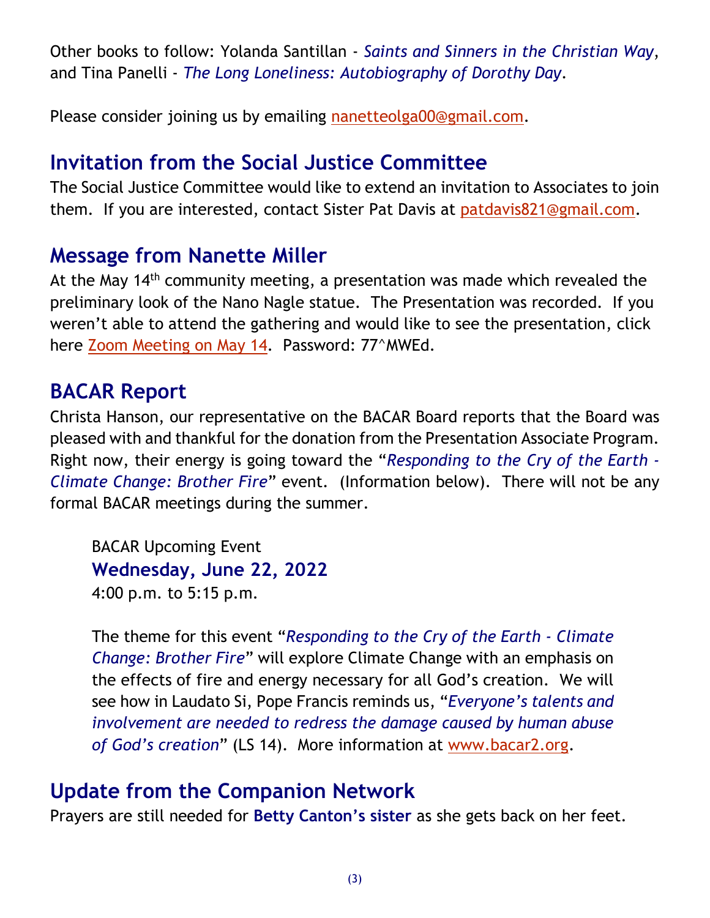Other books to follow: Yolanda Santillan - *Saints and Sinners in the Christian Way*, and Tina Panelli - *The Long Loneliness: Autobiography of Dorothy Day*.

Please consider joining us by emailing nanetteolga00@gmail.com.

## Invitation from the Social Justice Committee

The Social Justice Committee would like to extend an invitation to Associates to join them. If you are interested, contact Sister Pat Davis at patdavis821@gmail.com.

## Message from Nanette Miller

At the May 14th community meeting, a presentation was made which revealed the preliminary look of the Nano Nagle statue. The Presentation was recorded. If you weren't able to attend the gathering and would like to see the presentation, click here Zoom Meeting on May 14. Password: 77^MWEd.

## BACAR Report

Christa Hanson, our representative on the BACAR Board reports that the Board was pleased with and thankful for the donation from the Presentation Associate Program. Right now, their energy is going toward the "*Responding to the Cry of the Earth - Climate Change: Brother Fire*" event. (Information below). There will not be any formal BACAR meetings during the summer.

BACAR Upcoming Event

**Wednesday, June 22, 2022**

4:00 p.m. to 5:15 p.m.

The theme for this event "*Responding to the Cry of the Earth - Climate Change: Brother Fire*" will explore Climate Change with an emphasis on the effects of fire and energy necessary for all God's creation. We will see how in Laudato Si, Pope Francis reminds us, "*Everyone's talents and involvement are needed to redress the damage caused by human abuse of God's creation*" (LS 14). More information at www.bacar2.org.

## Update from the Companion Network

Prayers are still needed for **Betty Canton's sister** as she gets back on her feet.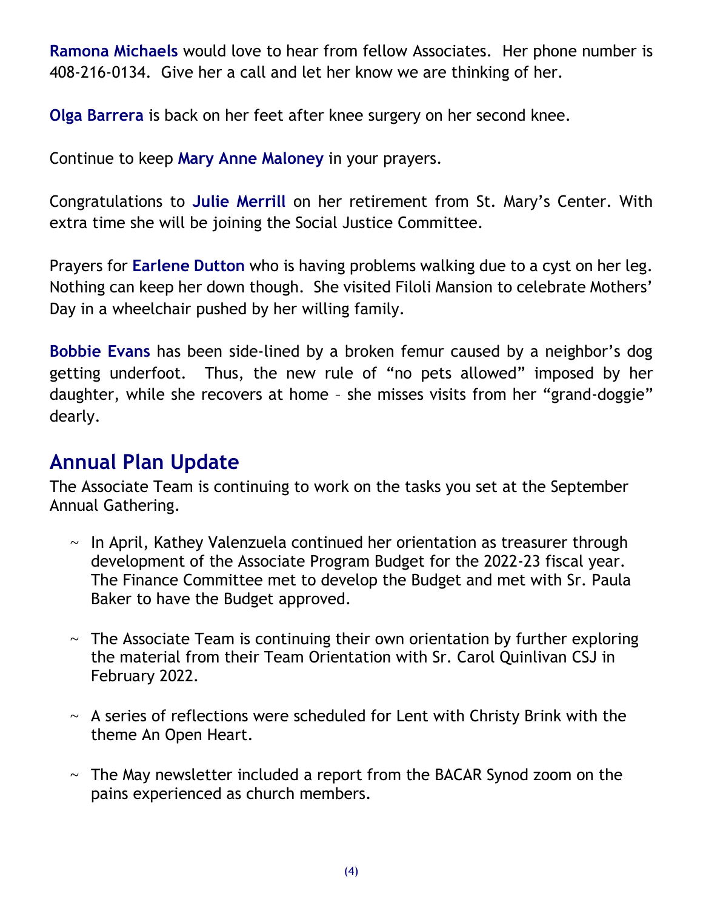**Ramona Michaels** would love to hear from fellow Associates. Her phone number is 408-216-0134. Give her a call and let her know we are thinking of her.

**Olga Barrera** is back on her feet after knee surgery on her second knee.

Continue to keep **Mary Anne Maloney** in your prayers.

Congratulations to **Julie Merrill** on her retirement from St. Mary's Center. With extra time she will be joining the Social Justice Committee.

Prayers for **Earlene Dutton** who is having problems walking due to a cyst on her leg. Nothing can keep her down though. She visited Filoli Mansion to celebrate Mothers' Day in a wheelchair pushed by her willing family.

**Bobbie Evans** has been side-lined by a broken femur caused by a neighbor's dog getting underfoot. Thus, the new rule of "no pets allowed" imposed by her daughter, while she recovers at home – she misses visits from her "grand-doggie" dearly.

## Annual Plan Update

The Associate Team is continuing to work on the tasks you set at the September Annual Gathering.

~ In April, Kathey Valenzuela continued her orientation as treasurer through development of the Associate Program Budget for the 2022-23 fiscal year. The Finance Committee met to develop the Budget and met with Sr. Paula Baker to have the Budget approved.

~ The Associate Team is continuing their own orientation by further exploring the material from their Team Orientation with Sr. Carol Quinlivan CSJ in February 2022.

~ A series of reflections were scheduled for Lent with Christy Brink with the theme An Open Heart.

~ The May newsletter included a report from the BACAR Synod zoom on the pains experienced as church members.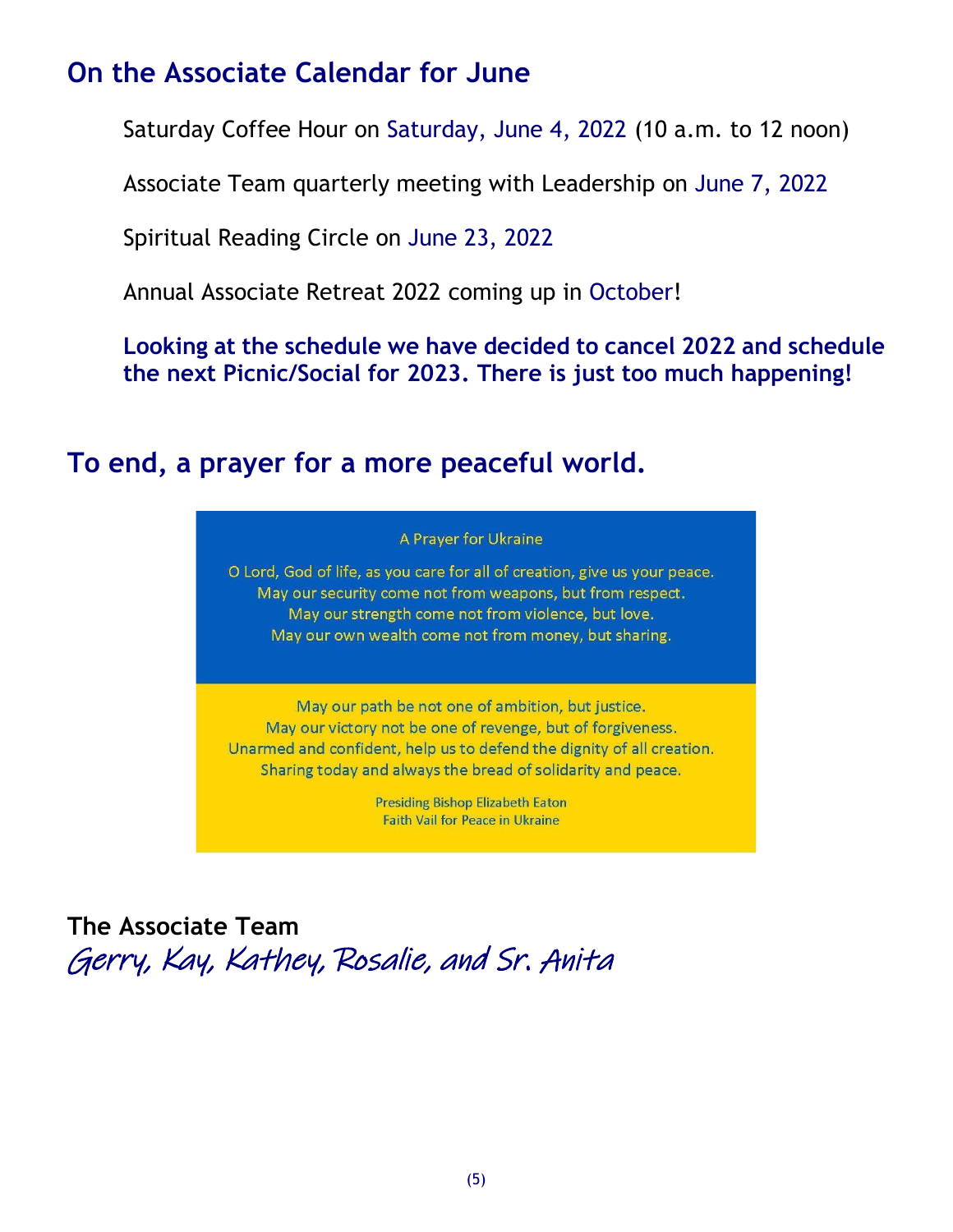## On the Associate Calendar for June

Saturday Coffee Hour on Saturday, June 4, 2022 (10 a.m. to 12 noon)

Associate Team quarterly meeting with Leadership on June 7, 2022

Spiritual Reading Circle on June 23, 2022

Annual Associate Retreat 2022 coming up in October!

**Looking at the schedule we have decided to cancel 2022 and schedule the next Picnic/Social for 2023. There is just too much happening!**

## To end, a prayer for a more peaceful world.

A Prayer for Ukraine

O Lord, God of life, as you care for all of creation, give us your peace.
May our security come not from weapons, but from respect.
May our strength come not from violence, but love.
May our own wealth come not from money, but sharing.

May our path be not one of ambition, but justice.
May our victory not be one of revenge, but of forgiveness.
Unarmed and confident, help us to defend the dignity of all creation.
Sharing today and always the bread of solidarity and peace.

Presiding Bishop Elizabeth Eaton
Faith Vail for Peace in Ukraine

**The Associate Team**

*Gerry, Kay, Kathey, Rosalie, and Sr. Anita*